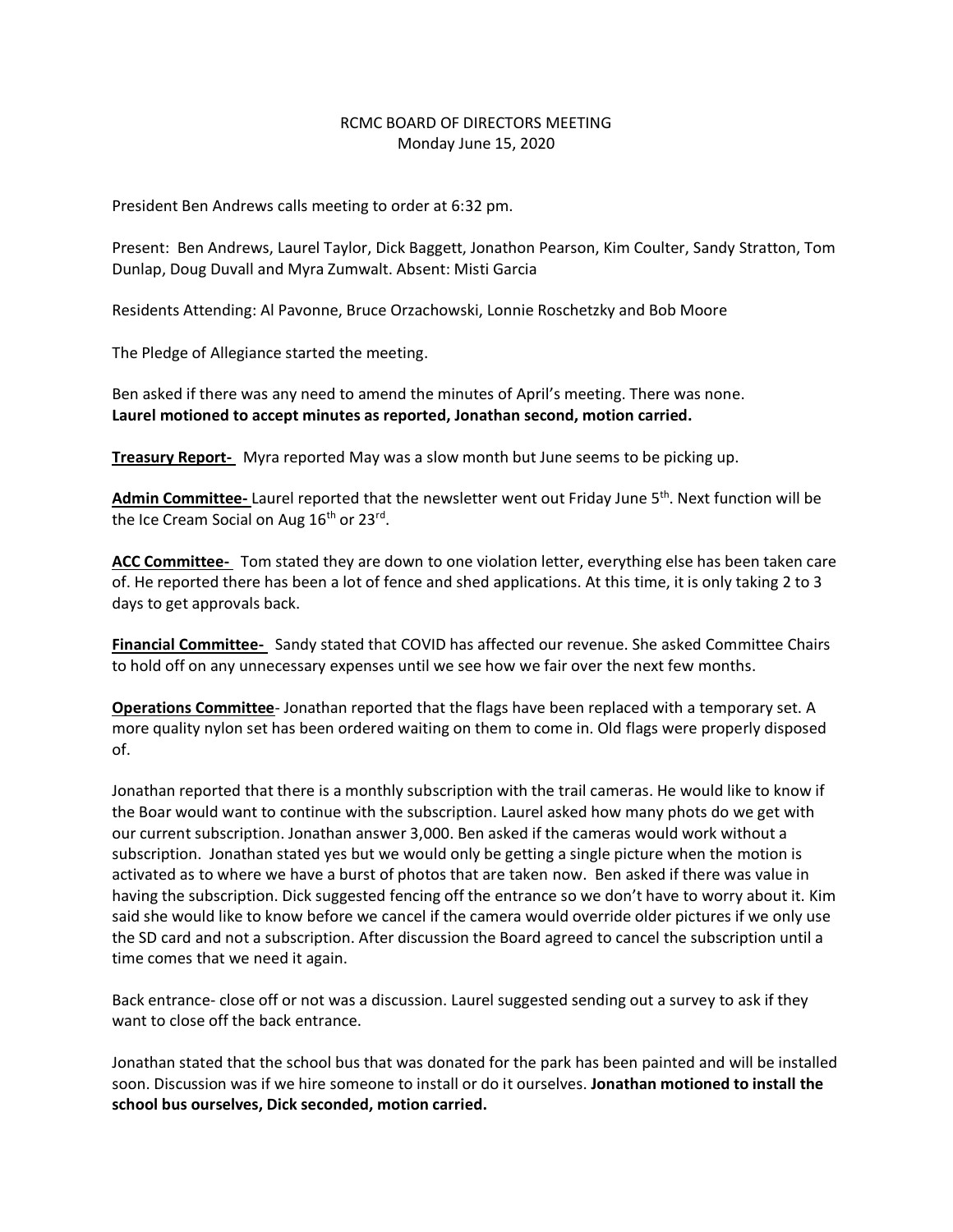RCMC BOARD OF DIRECTORS MEETING
Monday June 15, 2020

President Ben Andrews calls meeting to order at 6:32 pm.

Present: Ben Andrews, Laurel Taylor, Dick Baggett, Jonathon Pearson, Kim Coulter, Sandy Stratton, Tom Dunlap, Doug Duvall and Myra Zumwalt. Absent: Misti Garcia

Residents Attending: Al Pavonne, Bruce Orzachowski, Lonnie Roschetzky and Bob Moore

The Pledge of Allegiance started the meeting.

Ben asked if there was any need to amend the minutes of April's meeting. There was none. **Laurel motioned to accept minutes as reported, Jonathan second, motion carried.**

**Treasury Report-** Myra reported May was a slow month but June seems to be picking up.

**Admin Committee-** Laurel reported that the newsletter went out Friday June 5th. Next function will be the Ice Cream Social on Aug 16th or 23rd.

**ACC Committee-** Tom stated they are down to one violation letter, everything else has been taken care of. He reported there has been a lot of fence and shed applications. At this time, it is only taking 2 to 3 days to get approvals back.

**Financial Committee-** Sandy stated that COVID has affected our revenue. She asked Committee Chairs to hold off on any unnecessary expenses until we see how we fair over the next few months.

**Operations Committee**- Jonathan reported that the flags have been replaced with a temporary set. A more quality nylon set has been ordered waiting on them to come in. Old flags were properly disposed of.

Jonathan reported that there is a monthly subscription with the trail cameras. He would like to know if the Boar would want to continue with the subscription. Laurel asked how many phots do we get with our current subscription. Jonathan answer 3,000. Ben asked if the cameras would work without a subscription. Jonathan stated yes but we would only be getting a single picture when the motion is activated as to where we have a burst of photos that are taken now. Ben asked if there was value in having the subscription. Dick suggested fencing off the entrance so we don't have to worry about it. Kim said she would like to know before we cancel if the camera would override older pictures if we only use the SD card and not a subscription. After discussion the Board agreed to cancel the subscription until a time comes that we need it again.

Back entrance- close off or not was a discussion. Laurel suggested sending out a survey to ask if they want to close off the back entrance.

Jonathan stated that the school bus that was donated for the park has been painted and will be installed soon. Discussion was if we hire someone to install or do it ourselves. **Jonathan motioned to install the school bus ourselves, Dick seconded, motion carried.**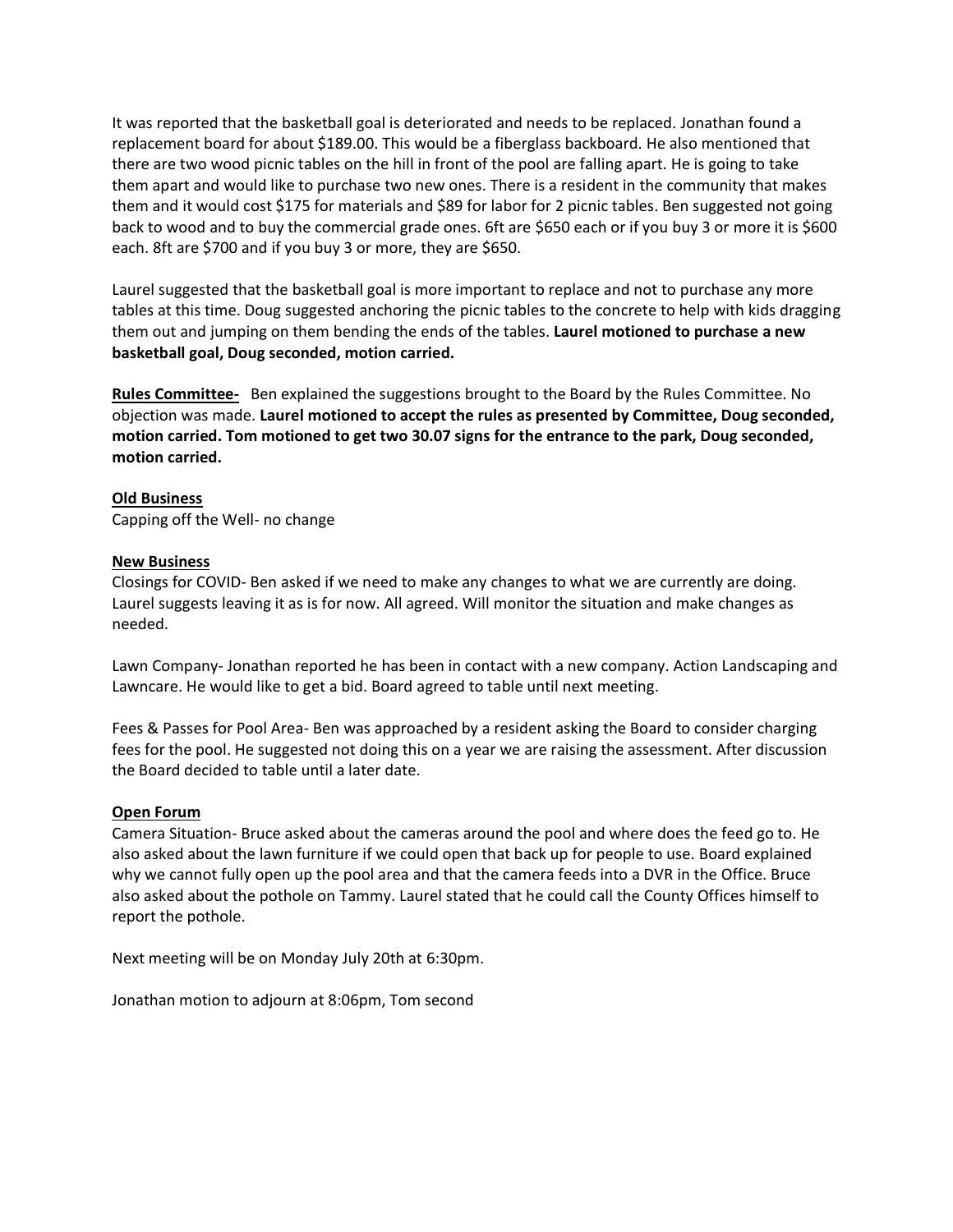It was reported that the basketball goal is deteriorated and needs to be replaced. Jonathan found a replacement board for about $189.00. This would be a fiberglass backboard. He also mentioned that there are two wood picnic tables on the hill in front of the pool are falling apart. He is going to take them apart and would like to purchase two new ones. There is a resident in the community that makes them and it would cost $175 for materials and $89 for labor for 2 picnic tables. Ben suggested not going back to wood and to buy the commercial grade ones. 6ft are $650 each or if you buy 3 or more it is $600 each. 8ft are $700 and if you buy 3 or more, they are $650.

Laurel suggested that the basketball goal is more important to replace and not to purchase any more tables at this time. Doug suggested anchoring the picnic tables to the concrete to help with kids dragging them out and jumping on them bending the ends of the tables. **Laurel motioned to purchase a new basketball goal, Doug seconded, motion carried.**

**<u>Rules Committee-</u>** Ben explained the suggestions brought to the Board by the Rules Committee. No objection was made. **Laurel motioned to accept the rules as presented by Committee, Doug seconded, motion carried. Tom motioned to get two 30.07 signs for the entrance to the park, Doug seconded, motion carried.**

**<u>Old Business</u>**

Capping off the Well- no change

**<u>New Business</u>**

Closings for COVID- Ben asked if we need to make any changes to what we are currently are doing. Laurel suggests leaving it as is for now. All agreed. Will monitor the situation and make changes as needed.

Lawn Company- Jonathan reported he has been in contact with a new company. Action Landscaping and Lawncare. He would like to get a bid. Board agreed to table until next meeting.

Fees & Passes for Pool Area- Ben was approached by a resident asking the Board to consider charging fees for the pool. He suggested not doing this on a year we are raising the assessment. After discussion the Board decided to table until a later date.

**<u>Open Forum</u>**

Camera Situation- Bruce asked about the cameras around the pool and where does the feed go to. He also asked about the lawn furniture if we could open that back up for people to use. Board explained why we cannot fully open up the pool area and that the camera feeds into a DVR in the Office. Bruce also asked about the pothole on Tammy. Laurel stated that he could call the County Offices himself to report the pothole.

Next meeting will be on Monday July 20th at 6:30pm.

Jonathan motion to adjourn at 8:06pm, Tom second